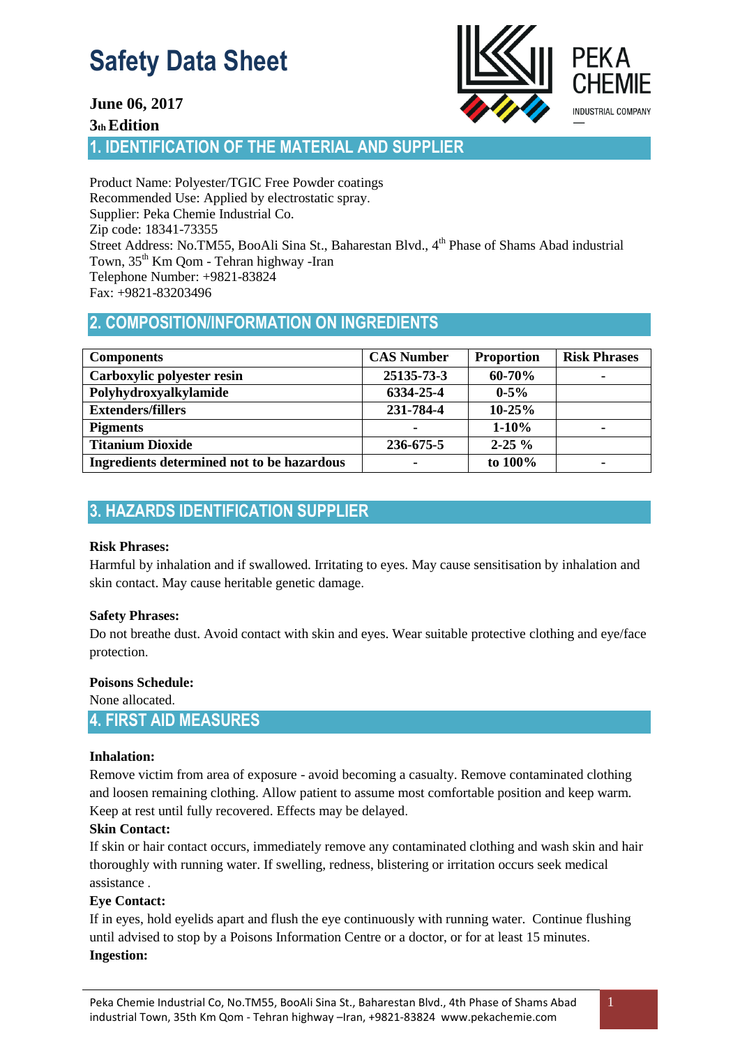# Safety Data Sheet

**June 06, 2017**

**3th Edition**

PEKA CHEMIE
INDUSTRIAL COMPANY

## 1. IDENTIFICATION OF THE MATERIAL AND SUPPLIER

Product Name: Polyester/TGIC Free Powder coatings
Recommended Use: Applied by electrostatic spray.
Supplier: Peka Chemie Industrial Co.
Zip code: 18341-73355
Street Address: No.TM55, BooAli Sina St., Baharestan Blvd., 4th Phase of Shams Abad industrial Town, 35th Km Qom - Tehran highway -Iran
Telephone Number: +9821-83824
Fax: +9821-83203496

## 2. COMPOSITION/INFORMATION ON INGREDIENTS

| Components | CAS Number | Proportion | Risk Phrases |
|---|---|---|---|
| **Carboxylic polyester resin** | **25135-73-3** | **60-70%** | **-** |
| **Polyhydroxyalkylamide** | **6334-25-4** | **0-5%** | |
| **Extenders/fillers** | **231-784-4** | **10-25%** | |
| **Pigments** | **-** | **1-10%** | **-** |
| **Titanium Dioxide** | **236-675-5** | **2-25 %** | |
| **Ingredients determined not to be hazardous** | **-** | **to 100%** | **-** |

## 3. HAZARDS IDENTIFICATION SUPPLIER

**Risk Phrases:**

Harmful by inhalation and if swallowed. Irritating to eyes. May cause sensitisation by inhalation and skin contact. May cause heritable genetic damage.

**Safety Phrases:**

Do not breathe dust. Avoid contact with skin and eyes. Wear suitable protective clothing and eye/face protection.

**Poisons Schedule:**

None allocated.

## 4. FIRST AID MEASURES

**Inhalation:**

Remove victim from area of exposure - avoid becoming a casualty. Remove contaminated clothing and loosen remaining clothing. Allow patient to assume most comfortable position and keep warm. Keep at rest until fully recovered. Effects may be delayed.

**Skin Contact:**

If skin or hair contact occurs, immediately remove any contaminated clothing and wash skin and hair thoroughly with running water. If swelling, redness, blistering or irritation occurs seek medical assistance .

**Eye Contact:**

If in eyes, hold eyelids apart and flush the eye continuously with running water. Continue flushing until advised to stop by a Poisons Information Centre or a doctor, or for at least 15 minutes.

**Ingestion:**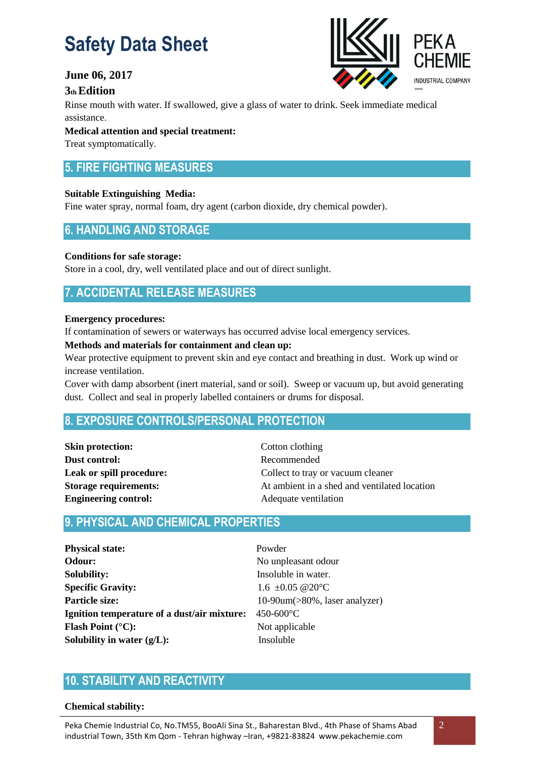Rinse mouth with water. If swallowed, give a glass of water to drink. Seek immediate medical assistance.

**Medical attention and special treatment:**

Treat symptomatically.

## 5. FIRE FIGHTING MEASURES

**Suitable Extinguishing Media:**

Fine water spray, normal foam, dry agent (carbon dioxide, dry chemical powder).

## 6. HANDLING AND STORAGE

**Conditions for safe storage:**

Store in a cool, dry, well ventilated place and out of direct sunlight.

## 7. ACCIDENTAL RELEASE MEASURES

**Emergency procedures:**

If contamination of sewers or waterways has occurred advise local emergency services.

**Methods and materials for containment and clean up:**

Wear protective equipment to prevent skin and eye contact and breathing in dust. Work up wind or increase ventilation.

Cover with damp absorbent (inert material, sand or soil). Sweep or vacuum up, but avoid generating dust. Collect and seal in properly labelled containers or drums for disposal.

## 8. EXPOSURE CONTROLS/PERSONAL PROTECTION

| | |
|---|---|
| **Skin protection:** | Cotton clothing |
| **Dust control:** | Recommended |
| **Leak or spill procedure:** | Collect to tray or vacuum cleaner |
| **Storage requirements:** | At ambient in a shed and ventilated location |
| **Engineering control:** | Adequate ventilation |

## 9. PHYSICAL AND CHEMICAL PROPERTIES

| | |
|---|---|
| **Physical state:** | Powder |
| **Odour:** | No unpleasant odour |
| **Solubility:** | Insoluble in water. |
| **Specific Gravity:** | 1.6 ±0.05 @20°C |
| **Particle size:** | 10-90um(>80%, laser analyzer) |
| **Ignition temperature of a dust/air mixture:** | 450-600°C |
| **Flash Point (°C):** | Not applicable |
| **Solubility in water (g/L):** | Insoluble |

## 10. STABILITY AND REACTIVITY

**Chemical stability:**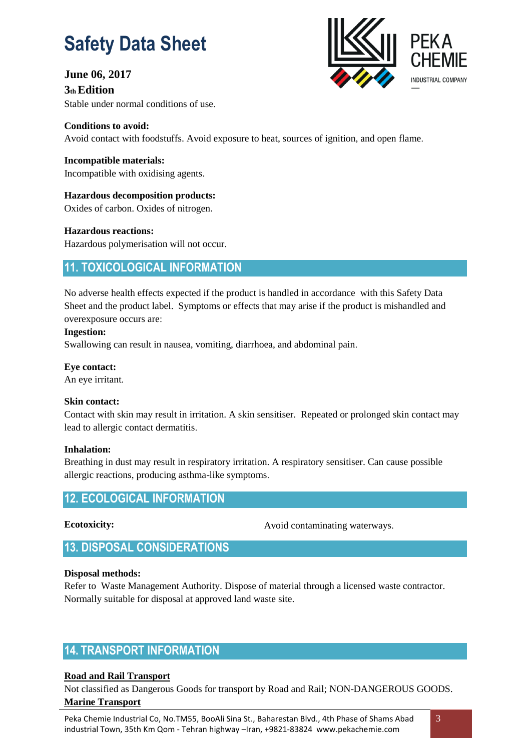Stable under normal conditions of use.

**Conditions to avoid:**
Avoid contact with foodstuffs. Avoid exposure to heat, sources of ignition, and open flame.

**Incompatible materials:**
Incompatible with oxidising agents.

**Hazardous decomposition products:**
Oxides of carbon. Oxides of nitrogen.

**Hazardous reactions:**
Hazardous polymerisation will not occur.

## 11. TOXICOLOGICAL INFORMATION

No adverse health effects expected if the product is handled in accordance with this Safety Data Sheet and the product label. Symptoms or effects that may arise if the product is mishandled and overexposure occurs are:

**Ingestion:**
Swallowing can result in nausea, vomiting, diarrhoea, and abdominal pain.

**Eye contact:**
An eye irritant.

**Skin contact:**
Contact with skin may result in irritation. A skin sensitiser. Repeated or prolonged skin contact may lead to allergic contact dermatitis.

**Inhalation:**
Breathing in dust may result in respiratory irritation. A respiratory sensitiser. Can cause possible allergic reactions, producing asthma-like symptoms.

## 12. ECOLOGICAL INFORMATION

**Ecotoxicity:** Avoid contaminating waterways.

## 13. DISPOSAL CONSIDERATIONS

**Disposal methods:**
Refer to Waste Management Authority. Dispose of material through a licensed waste contractor. Normally suitable for disposal at approved land waste site.

## 14. TRANSPORT INFORMATION

**Road and Rail Transport**
Not classified as Dangerous Goods for transport by Road and Rail; NON-DANGEROUS GOODS.

**Marine Transport**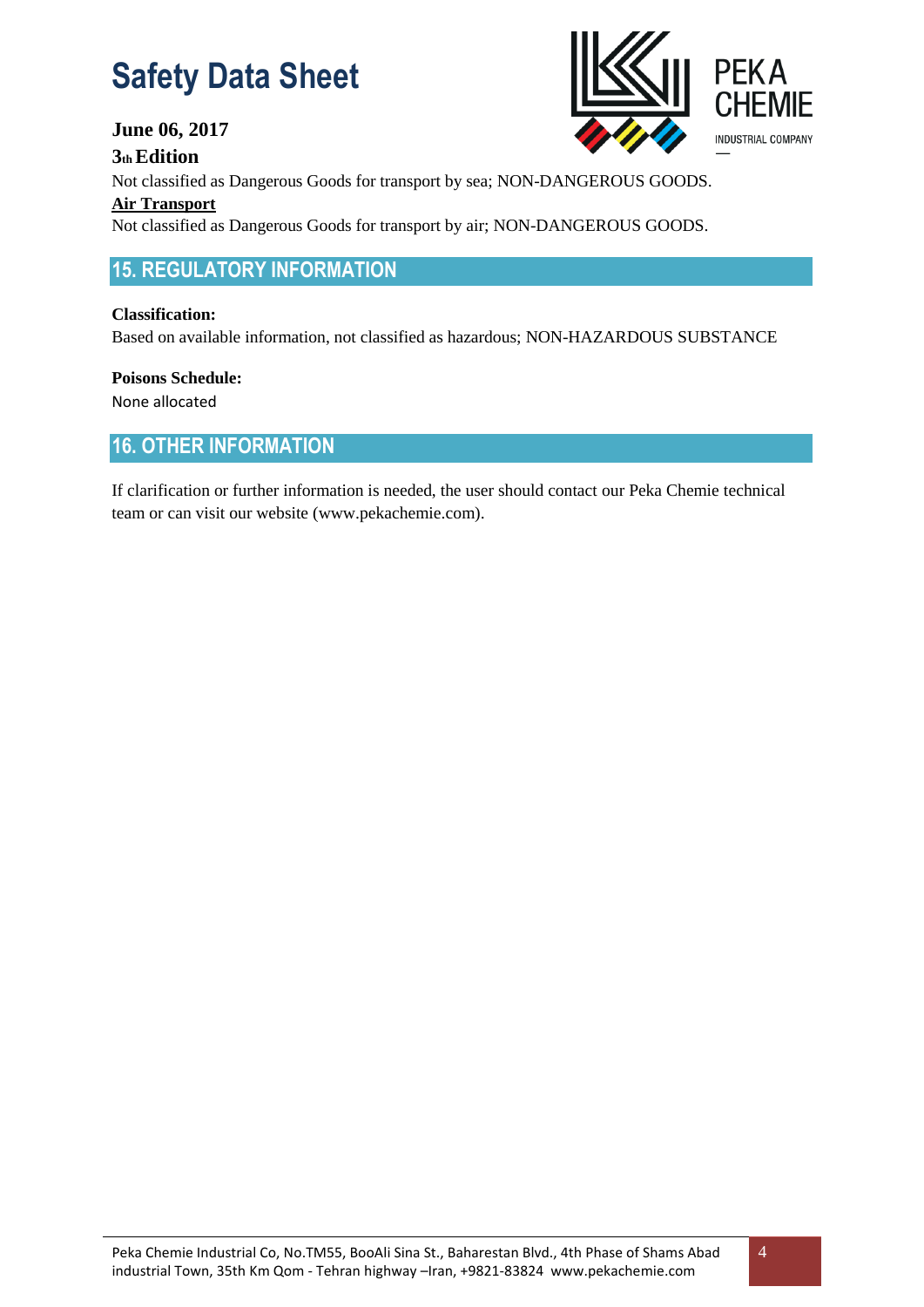Not classified as Dangerous Goods for transport by sea; NON-DANGEROUS GOODS.

**Air Transport**

Not classified as Dangerous Goods for transport by air; NON-DANGEROUS GOODS.

## 15. REGULATORY INFORMATION

**Classification:**

Based on available information, not classified as hazardous; NON-HAZARDOUS SUBSTANCE

**Poisons Schedule:**

None allocated

## 16. OTHER INFORMATION

If clarification or further information is needed, the user should contact our Peka Chemie technical team or can visit our website (www.pekachemie.com).